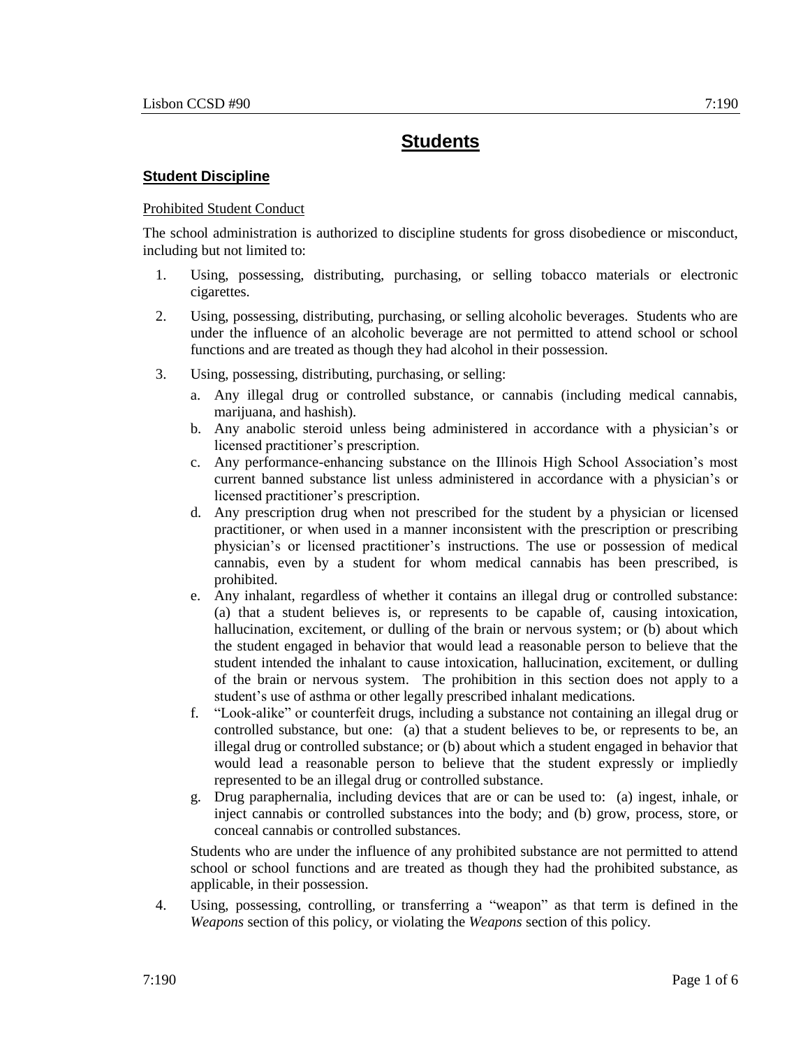# Students

## Student Discipline

Prohibited Student Conduct

The school administration is authorized to discipline students for gross disobedience or misconduct, including but not limited to:

1. Using, possessing, distributing, purchasing, or selling tobacco materials or electronic cigarettes.

2. Using, possessing, distributing, purchasing, or selling alcoholic beverages. Students who are under the influence of an alcoholic beverage are not permitted to attend school or school functions and are treated as though they had alcohol in their possession.

3. Using, possessing, distributing, purchasing, or selling:

   a. Any illegal drug or controlled substance, or cannabis (including medical cannabis, marijuana, and hashish).

   b. Any anabolic steroid unless being administered in accordance with a physician's or licensed practitioner's prescription.

   c. Any performance-enhancing substance on the Illinois High School Association's most current banned substance list unless administered in accordance with a physician's or licensed practitioner's prescription.

   d. Any prescription drug when not prescribed for the student by a physician or licensed practitioner, or when used in a manner inconsistent with the prescription or prescribing physician's or licensed practitioner's instructions. The use or possession of medical cannabis, even by a student for whom medical cannabis has been prescribed, is prohibited.

   e. Any inhalant, regardless of whether it contains an illegal drug or controlled substance: (a) that a student believes is, or represents to be capable of, causing intoxication, hallucination, excitement, or dulling of the brain or nervous system; or (b) about which the student engaged in behavior that would lead a reasonable person to believe that the student intended the inhalant to cause intoxication, hallucination, excitement, or dulling of the brain or nervous system. The prohibition in this section does not apply to a student's use of asthma or other legally prescribed inhalant medications.

   f. "Look-alike" or counterfeit drugs, including a substance not containing an illegal drug or controlled substance, but one: (a) that a student believes to be, or represents to be, an illegal drug or controlled substance; or (b) about which a student engaged in behavior that would lead a reasonable person to believe that the student expressly or impliedly represented to be an illegal drug or controlled substance.

   g. Drug paraphernalia, including devices that are or can be used to: (a) ingest, inhale, or inject cannabis or controlled substances into the body; and (b) grow, process, store, or conceal cannabis or controlled substances.

   Students who are under the influence of any prohibited substance are not permitted to attend school or school functions and are treated as though they had the prohibited substance, as applicable, in their possession.

4. Using, possessing, controlling, or transferring a "weapon" as that term is defined in the *Weapons* section of this policy, or violating the *Weapons* section of this policy.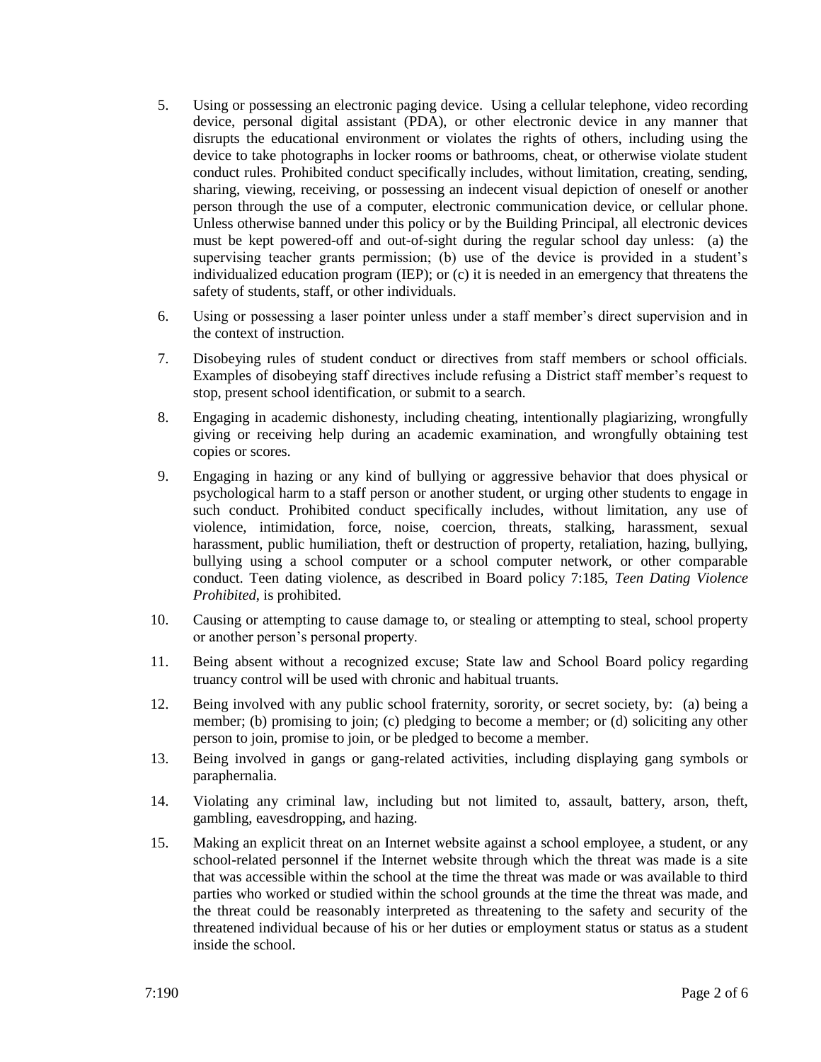5. Using or possessing an electronic paging device. Using a cellular telephone, video recording device, personal digital assistant (PDA), or other electronic device in any manner that disrupts the educational environment or violates the rights of others, including using the device to take photographs in locker rooms or bathrooms, cheat, or otherwise violate student conduct rules. Prohibited conduct specifically includes, without limitation, creating, sending, sharing, viewing, receiving, or possessing an indecent visual depiction of oneself or another person through the use of a computer, electronic communication device, or cellular phone. Unless otherwise banned under this policy or by the Building Principal, all electronic devices must be kept powered-off and out-of-sight during the regular school day unless: (a) the supervising teacher grants permission; (b) use of the device is provided in a student's individualized education program (IEP); or (c) it is needed in an emergency that threatens the safety of students, staff, or other individuals.

6. Using or possessing a laser pointer unless under a staff member's direct supervision and in the context of instruction.

7. Disobeying rules of student conduct or directives from staff members or school officials. Examples of disobeying staff directives include refusing a District staff member's request to stop, present school identification, or submit to a search.

8. Engaging in academic dishonesty, including cheating, intentionally plagiarizing, wrongfully giving or receiving help during an academic examination, and wrongfully obtaining test copies or scores.

9. Engaging in hazing or any kind of bullying or aggressive behavior that does physical or psychological harm to a staff person or another student, or urging other students to engage in such conduct. Prohibited conduct specifically includes, without limitation, any use of violence, intimidation, force, noise, coercion, threats, stalking, harassment, sexual harassment, public humiliation, theft or destruction of property, retaliation, hazing, bullying, bullying using a school computer or a school computer network, or other comparable conduct. Teen dating violence, as described in Board policy 7:185, *Teen Dating Violence Prohibited*, is prohibited.

10. Causing or attempting to cause damage to, or stealing or attempting to steal, school property or another person's personal property.

11. Being absent without a recognized excuse; State law and School Board policy regarding truancy control will be used with chronic and habitual truants.

12. Being involved with any public school fraternity, sorority, or secret society, by: (a) being a member; (b) promising to join; (c) pledging to become a member; or (d) soliciting any other person to join, promise to join, or be pledged to become a member.

13. Being involved in gangs or gang-related activities, including displaying gang symbols or paraphernalia.

14. Violating any criminal law, including but not limited to, assault, battery, arson, theft, gambling, eavesdropping, and hazing.

15. Making an explicit threat on an Internet website against a school employee, a student, or any school-related personnel if the Internet website through which the threat was made is a site that was accessible within the school at the time the threat was made or was available to third parties who worked or studied within the school grounds at the time the threat was made, and the threat could be reasonably interpreted as threatening to the safety and security of the threatened individual because of his or her duties or employment status or status as a student inside the school.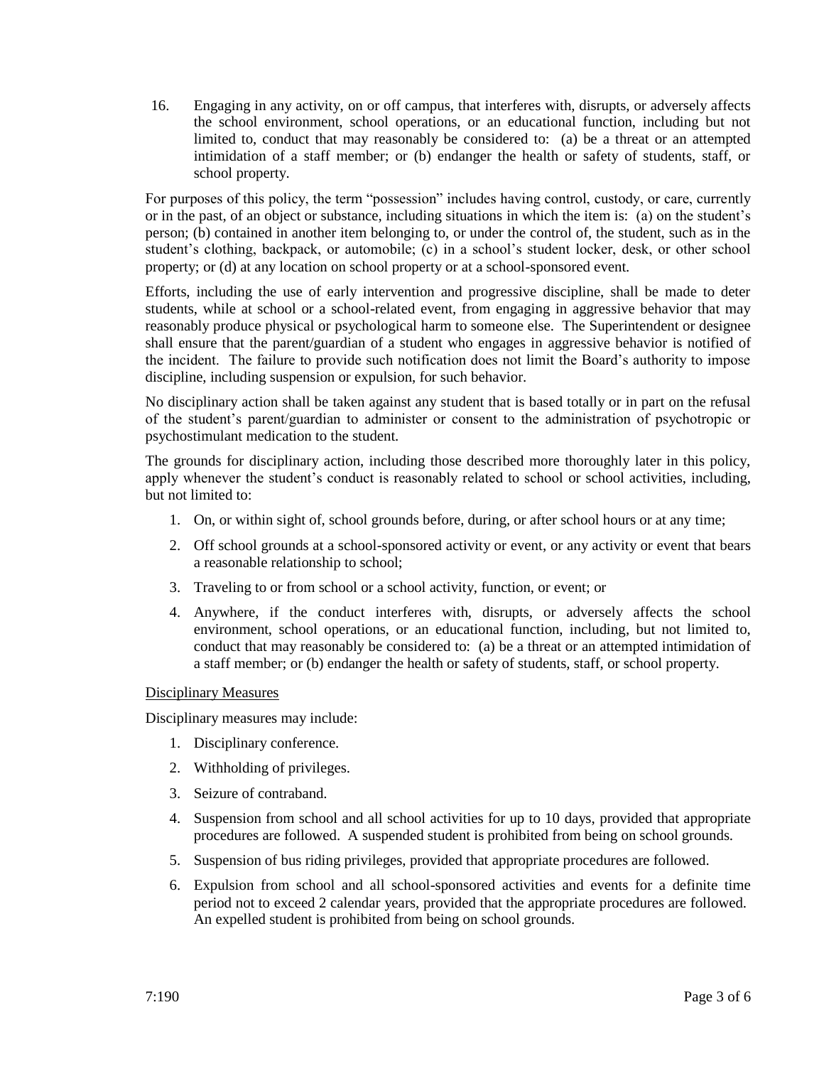16. Engaging in any activity, on or off campus, that interferes with, disrupts, or adversely affects the school environment, school operations, or an educational function, including but not limited to, conduct that may reasonably be considered to: (a) be a threat or an attempted intimidation of a staff member; or (b) endanger the health or safety of students, staff, or school property.

For purposes of this policy, the term "possession" includes having control, custody, or care, currently or in the past, of an object or substance, including situations in which the item is: (a) on the student's person; (b) contained in another item belonging to, or under the control of, the student, such as in the student's clothing, backpack, or automobile; (c) in a school's student locker, desk, or other school property; or (d) at any location on school property or at a school-sponsored event.

Efforts, including the use of early intervention and progressive discipline, shall be made to deter students, while at school or a school-related event, from engaging in aggressive behavior that may reasonably produce physical or psychological harm to someone else. The Superintendent or designee shall ensure that the parent/guardian of a student who engages in aggressive behavior is notified of the incident. The failure to provide such notification does not limit the Board's authority to impose discipline, including suspension or expulsion, for such behavior.

No disciplinary action shall be taken against any student that is based totally or in part on the refusal of the student's parent/guardian to administer or consent to the administration of psychotropic or psychostimulant medication to the student.

The grounds for disciplinary action, including those described more thoroughly later in this policy, apply whenever the student's conduct is reasonably related to school or school activities, including, but not limited to:

1. On, or within sight of, school grounds before, during, or after school hours or at any time;
2. Off school grounds at a school-sponsored activity or event, or any activity or event that bears a reasonable relationship to school;
3. Traveling to or from school or a school activity, function, or event; or
4. Anywhere, if the conduct interferes with, disrupts, or adversely affects the school environment, school operations, or an educational function, including, but not limited to, conduct that may reasonably be considered to: (a) be a threat or an attempted intimidation of a staff member; or (b) endanger the health or safety of students, staff, or school property.

## Disciplinary Measures

Disciplinary measures may include:

1. Disciplinary conference.
2. Withholding of privileges.
3. Seizure of contraband.
4. Suspension from school and all school activities for up to 10 days, provided that appropriate procedures are followed. A suspended student is prohibited from being on school grounds.
5. Suspension of bus riding privileges, provided that appropriate procedures are followed.
6. Expulsion from school and all school-sponsored activities and events for a definite time period not to exceed 2 calendar years, provided that the appropriate procedures are followed. An expelled student is prohibited from being on school grounds.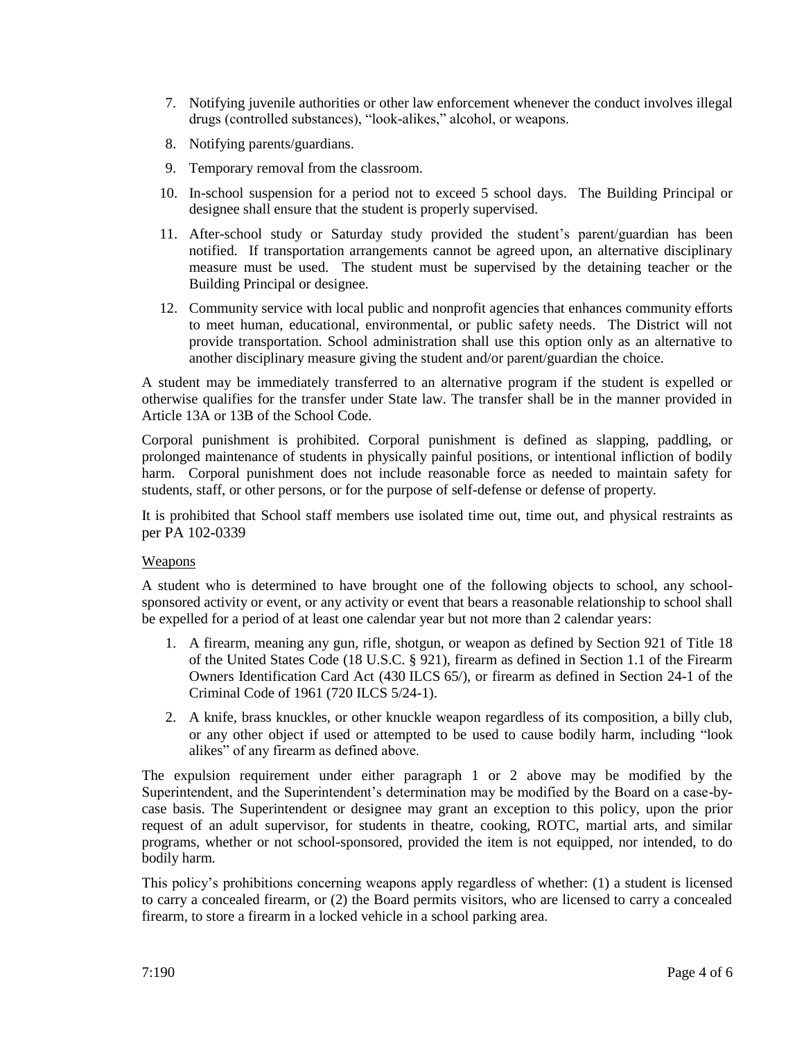7. Notifying juvenile authorities or other law enforcement whenever the conduct involves illegal drugs (controlled substances), "look-alikes," alcohol, or weapons.
8. Notifying parents/guardians.
9. Temporary removal from the classroom.
10. In-school suspension for a period not to exceed 5 school days. The Building Principal or designee shall ensure that the student is properly supervised.
11. After-school study or Saturday study provided the student's parent/guardian has been notified. If transportation arrangements cannot be agreed upon, an alternative disciplinary measure must be used. The student must be supervised by the detaining teacher or the Building Principal or designee.
12. Community service with local public and nonprofit agencies that enhances community efforts to meet human, educational, environmental, or public safety needs. The District will not provide transportation. School administration shall use this option only as an alternative to another disciplinary measure giving the student and/or parent/guardian the choice.

A student may be immediately transferred to an alternative program if the student is expelled or otherwise qualifies for the transfer under State law. The transfer shall be in the manner provided in Article 13A or 13B of the School Code.

Corporal punishment is prohibited. Corporal punishment is defined as slapping, paddling, or prolonged maintenance of students in physically painful positions, or intentional infliction of bodily harm. Corporal punishment does not include reasonable force as needed to maintain safety for students, staff, or other persons, or for the purpose of self-defense or defense of property.

It is prohibited that School staff members use isolated time out, time out, and physical restraints as per PA 102-0339

Weapons

A student who is determined to have brought one of the following objects to school, any school-sponsored activity or event, or any activity or event that bears a reasonable relationship to school shall be expelled for a period of at least one calendar year but not more than 2 calendar years:

1. A firearm, meaning any gun, rifle, shotgun, or weapon as defined by Section 921 of Title 18 of the United States Code (18 U.S.C. § 921), firearm as defined in Section 1.1 of the Firearm Owners Identification Card Act (430 ILCS 65/), or firearm as defined in Section 24-1 of the Criminal Code of 1961 (720 ILCS 5/24-1).
2. A knife, brass knuckles, or other knuckle weapon regardless of its composition, a billy club, or any other object if used or attempted to be used to cause bodily harm, including "look alikes" of any firearm as defined above.

The expulsion requirement under either paragraph 1 or 2 above may be modified by the Superintendent, and the Superintendent's determination may be modified by the Board on a case-by-case basis. The Superintendent or designee may grant an exception to this policy, upon the prior request of an adult supervisor, for students in theatre, cooking, ROTC, martial arts, and similar programs, whether or not school-sponsored, provided the item is not equipped, nor intended, to do bodily harm.

This policy's prohibitions concerning weapons apply regardless of whether: (1) a student is licensed to carry a concealed firearm, or (2) the Board permits visitors, who are licensed to carry a concealed firearm, to store a firearm in a locked vehicle in a school parking area.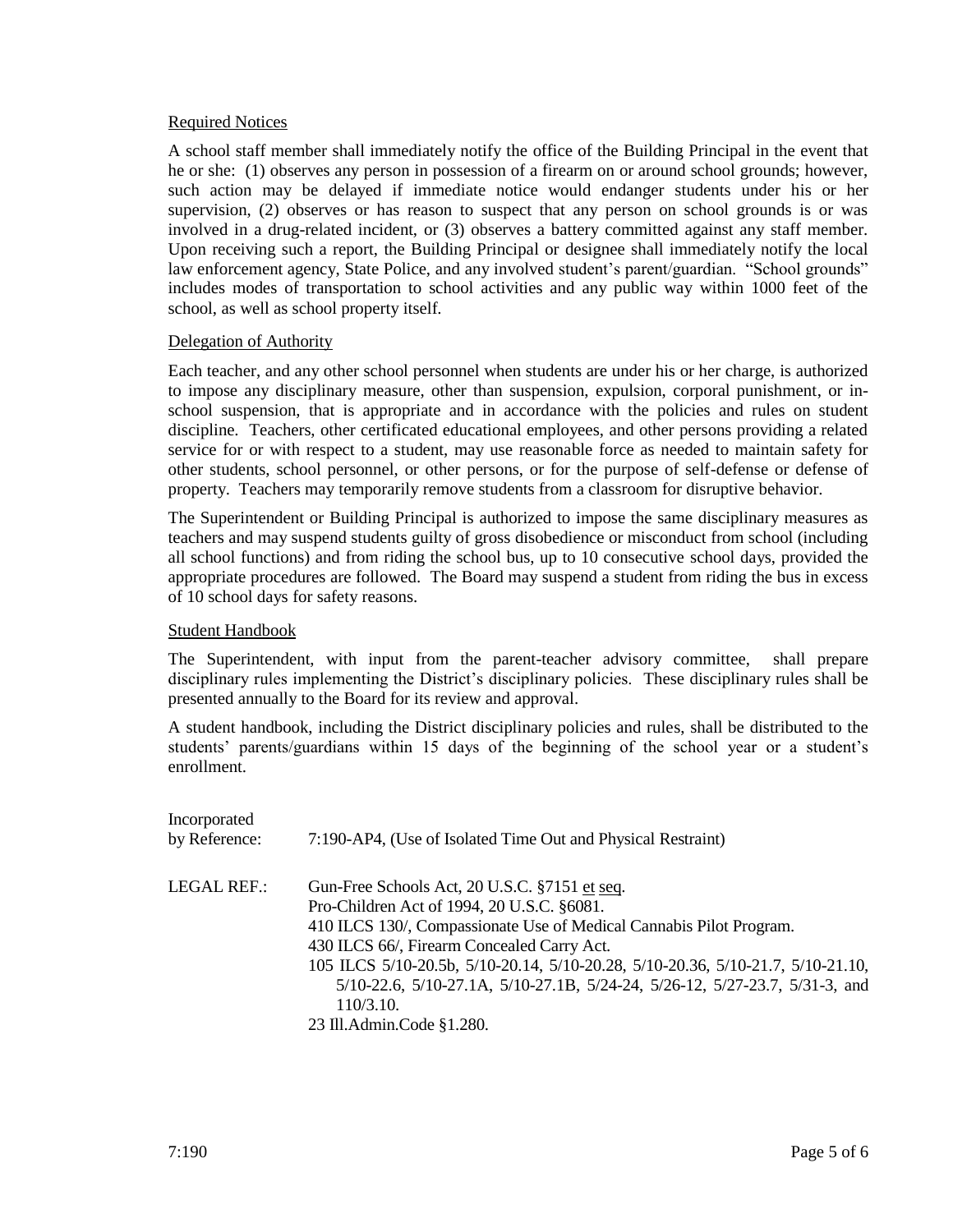### Required Notices

A school staff member shall immediately notify the office of the Building Principal in the event that he or she: (1) observes any person in possession of a firearm on or around school grounds; however, such action may be delayed if immediate notice would endanger students under his or her supervision, (2) observes or has reason to suspect that any person on school grounds is or was involved in a drug-related incident, or (3) observes a battery committed against any staff member. Upon receiving such a report, the Building Principal or designee shall immediately notify the local law enforcement agency, State Police, and any involved student's parent/guardian. "School grounds" includes modes of transportation to school activities and any public way within 1000 feet of the school, as well as school property itself.

### Delegation of Authority

Each teacher, and any other school personnel when students are under his or her charge, is authorized to impose any disciplinary measure, other than suspension, expulsion, corporal punishment, or in-school suspension, that is appropriate and in accordance with the policies and rules on student discipline. Teachers, other certificated educational employees, and other persons providing a related service for or with respect to a student, may use reasonable force as needed to maintain safety for other students, school personnel, or other persons, or for the purpose of self-defense or defense of property. Teachers may temporarily remove students from a classroom for disruptive behavior.

The Superintendent or Building Principal is authorized to impose the same disciplinary measures as teachers and may suspend students guilty of gross disobedience or misconduct from school (including all school functions) and from riding the school bus, up to 10 consecutive school days, provided the appropriate procedures are followed. The Board may suspend a student from riding the bus in excess of 10 school days for safety reasons.

### Student Handbook

The Superintendent, with input from the parent-teacher advisory committee, shall prepare disciplinary rules implementing the District's disciplinary policies. These disciplinary rules shall be presented annually to the Board for its review and approval.

A student handbook, including the District disciplinary policies and rules, shall be distributed to the students' parents/guardians within 15 days of the beginning of the school year or a student's enrollment.

Incorporated by Reference: 7:190-AP4, (Use of Isolated Time Out and Physical Restraint)

LEGAL REF.:

Gun-Free Schools Act, 20 U.S.C. §7151 et seq.
Pro-Children Act of 1994, 20 U.S.C. §6081.
410 ILCS 130/, Compassionate Use of Medical Cannabis Pilot Program.
430 ILCS 66/, Firearm Concealed Carry Act.
105 ILCS 5/10-20.5b, 5/10-20.14, 5/10-20.28, 5/10-20.36, 5/10-21.7, 5/10-21.10, 5/10-22.6, 5/10-27.1A, 5/10-27.1B, 5/24-24, 5/26-12, 5/27-23.7, 5/31-3, and 110/3.10.
23 Ill.Admin.Code §1.280.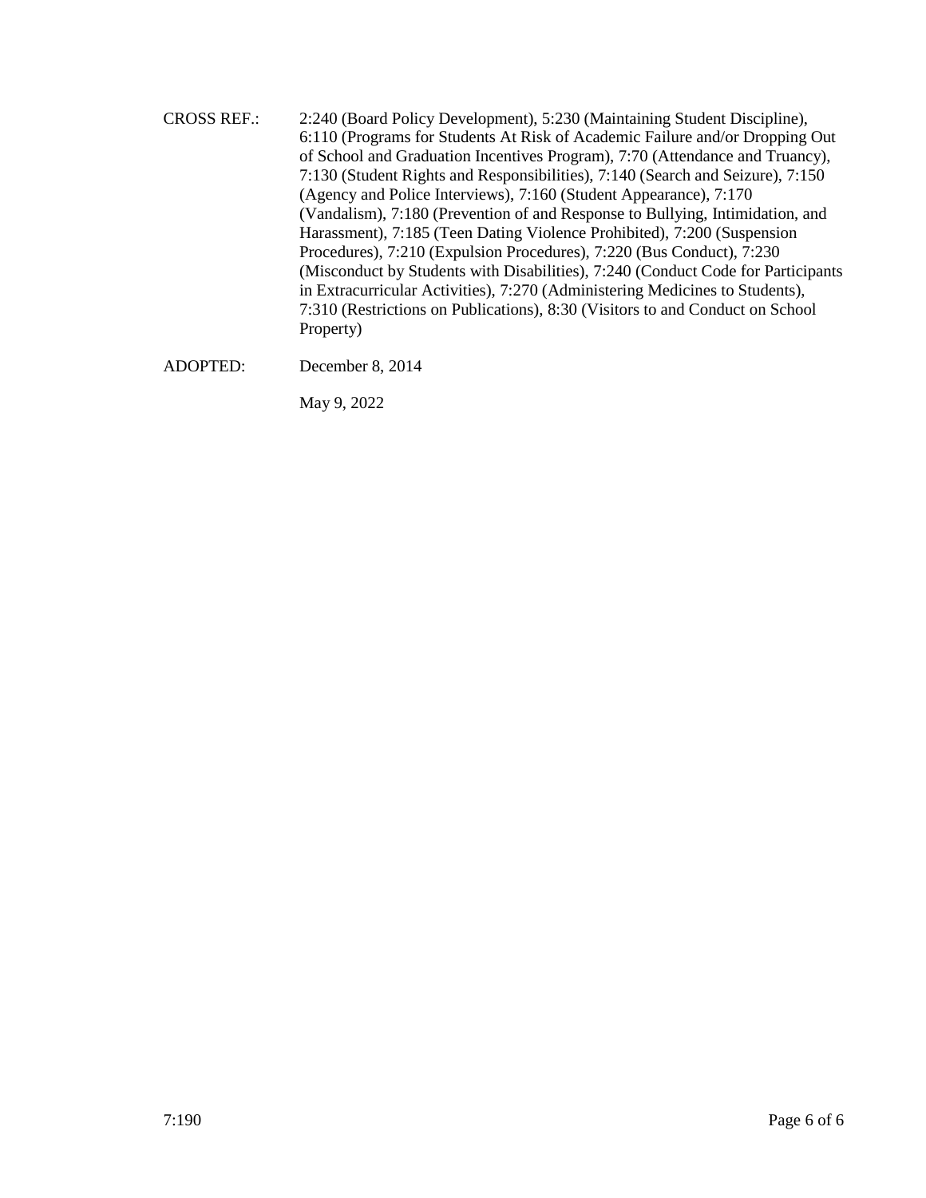CROSS REF.: 2:240 (Board Policy Development), 5:230 (Maintaining Student Discipline), 6:110 (Programs for Students At Risk of Academic Failure and/or Dropping Out of School and Graduation Incentives Program), 7:70 (Attendance and Truancy), 7:130 (Student Rights and Responsibilities), 7:140 (Search and Seizure), 7:150 (Agency and Police Interviews), 7:160 (Student Appearance), 7:170 (Vandalism), 7:180 (Prevention of and Response to Bullying, Intimidation, and Harassment), 7:185 (Teen Dating Violence Prohibited), 7:200 (Suspension Procedures), 7:210 (Expulsion Procedures), 7:220 (Bus Conduct), 7:230 (Misconduct by Students with Disabilities), 7:240 (Conduct Code for Participants in Extracurricular Activities), 7:270 (Administering Medicines to Students), 7:310 (Restrictions on Publications), 8:30 (Visitors to and Conduct on School Property)

ADOPTED: December 8, 2014

May 9, 2022